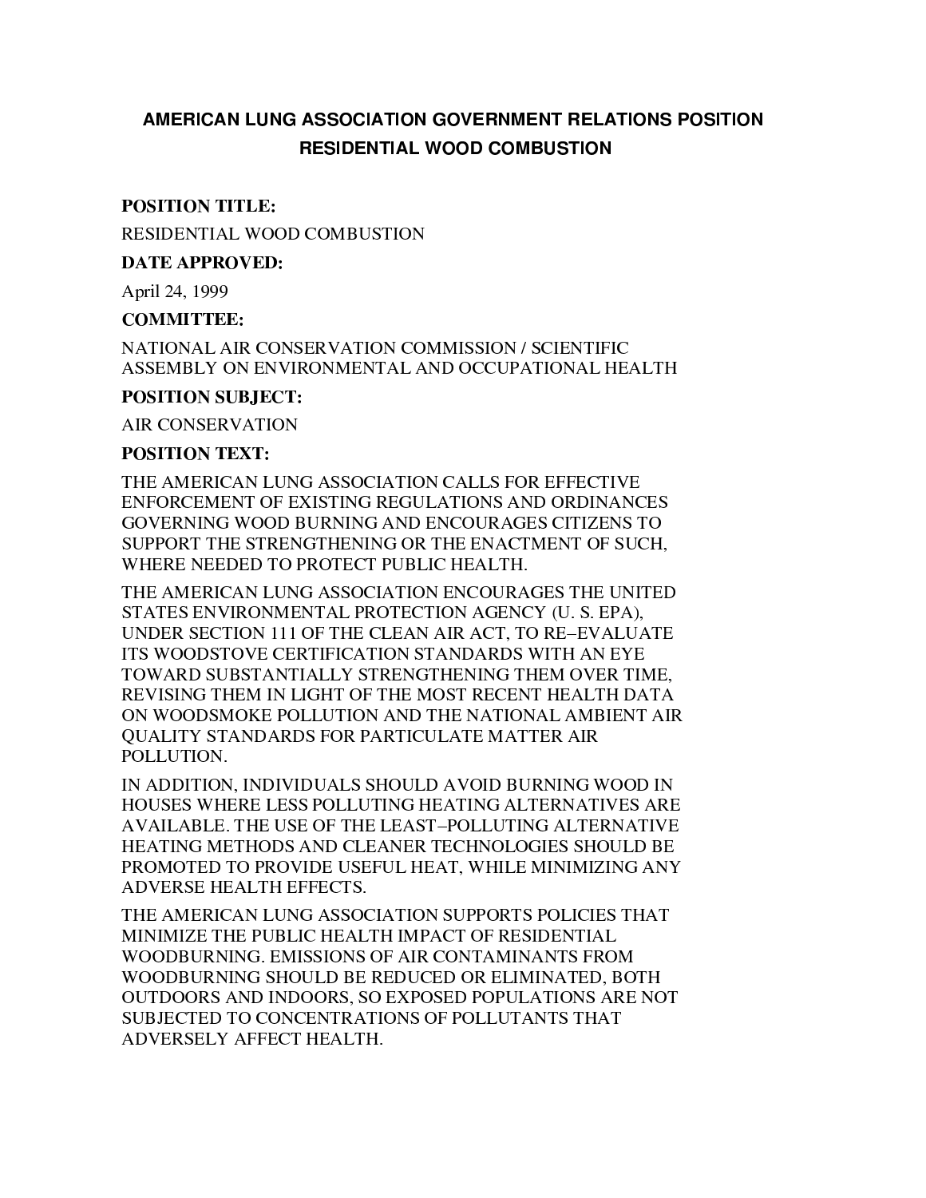# AMERICAN LUNG ASSOCIATION GOVERNMENT RELATIONS POSITION RESIDENTIAL WOOD COMBUSTION

**POSITION TITLE:**

RESIDENTIAL WOOD COMBUSTION

**DATE APPROVED:**

April 24, 1999

**COMMITTEE:**

NATIONAL AIR CONSERVATION COMMISSION / SCIENTIFIC ASSEMBLY ON ENVIRONMENTAL AND OCCUPATIONAL HEALTH

**POSITION SUBJECT:**

AIR CONSERVATION

**POSITION TEXT:**

THE AMERICAN LUNG ASSOCIATION CALLS FOR EFFECTIVE ENFORCEMENT OF EXISTING REGULATIONS AND ORDINANCES GOVERNING WOOD BURNING AND ENCOURAGES CITIZENS TO SUPPORT THE STRENGTHENING OR THE ENACTMENT OF SUCH, WHERE NEEDED TO PROTECT PUBLIC HEALTH.

THE AMERICAN LUNG ASSOCIATION ENCOURAGES THE UNITED STATES ENVIRONMENTAL PROTECTION AGENCY (U. S. EPA), UNDER SECTION 111 OF THE CLEAN AIR ACT, TO RE–EVALUATE ITS WOODSTOVE CERTIFICATION STANDARDS WITH AN EYE TOWARD SUBSTANTIALLY STRENGTHENING THEM OVER TIME, REVISING THEM IN LIGHT OF THE MOST RECENT HEALTH DATA ON WOODSMOKE POLLUTION AND THE NATIONAL AMBIENT AIR QUALITY STANDARDS FOR PARTICULATE MATTER AIR POLLUTION.

IN ADDITION, INDIVIDUALS SHOULD AVOID BURNING WOOD IN HOUSES WHERE LESS POLLUTING HEATING ALTERNATIVES ARE AVAILABLE. THE USE OF THE LEAST–POLLUTING ALTERNATIVE HEATING METHODS AND CLEANER TECHNOLOGIES SHOULD BE PROMOTED TO PROVIDE USEFUL HEAT, WHILE MINIMIZING ANY ADVERSE HEALTH EFFECTS.

THE AMERICAN LUNG ASSOCIATION SUPPORTS POLICIES THAT MINIMIZE THE PUBLIC HEALTH IMPACT OF RESIDENTIAL WOODBURNING. EMISSIONS OF AIR CONTAMINANTS FROM WOODBURNING SHOULD BE REDUCED OR ELIMINATED, BOTH OUTDOORS AND INDOORS, SO EXPOSED POPULATIONS ARE NOT SUBJECTED TO CONCENTRATIONS OF POLLUTANTS THAT ADVERSELY AFFECT HEALTH.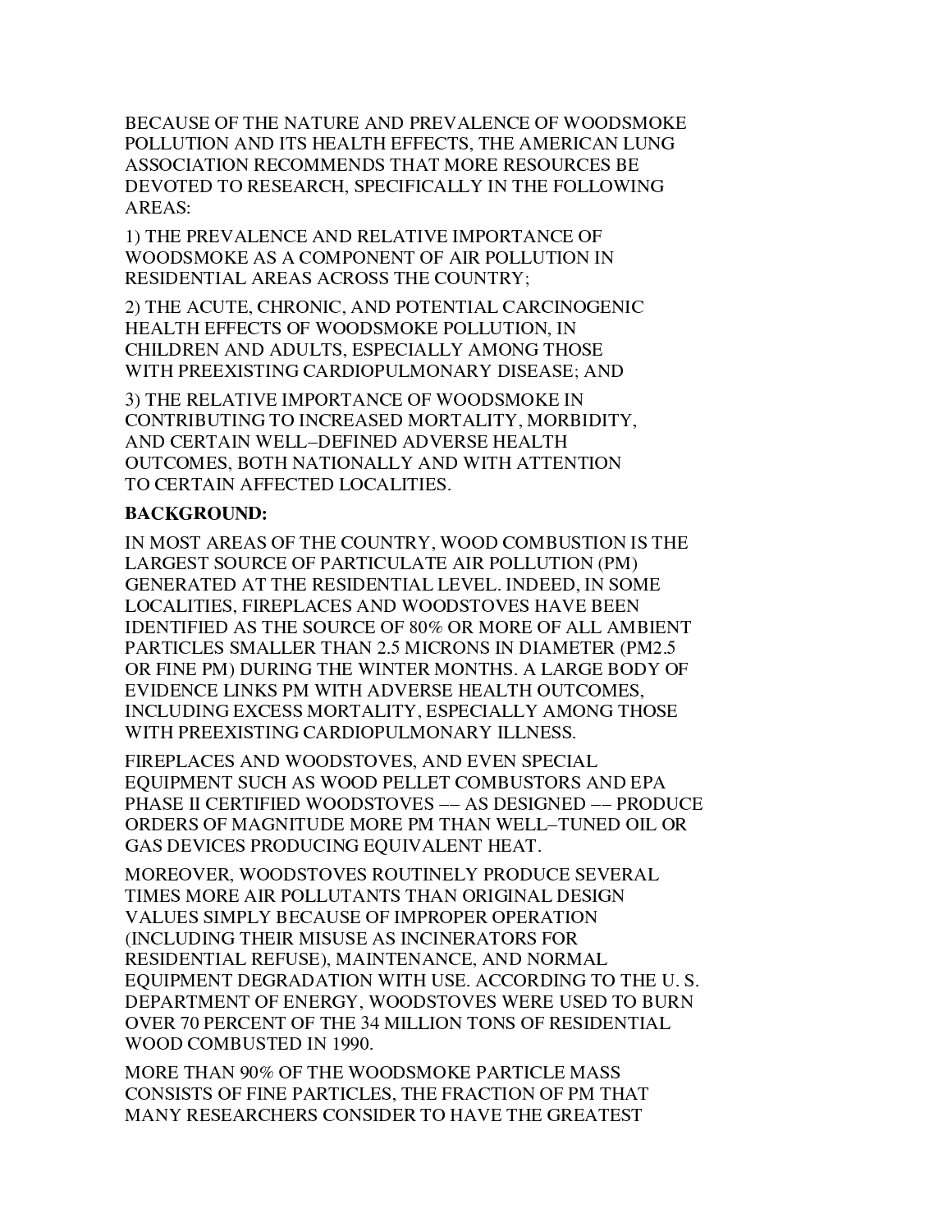BECAUSE OF THE NATURE AND PREVALENCE OF WOODSMOKE POLLUTION AND ITS HEALTH EFFECTS, THE AMERICAN LUNG ASSOCIATION RECOMMENDS THAT MORE RESOURCES BE DEVOTED TO RESEARCH, SPECIFICALLY IN THE FOLLOWING AREAS:

1) THE PREVALENCE AND RELATIVE IMPORTANCE OF WOODSMOKE AS A COMPONENT OF AIR POLLUTION IN RESIDENTIAL AREAS ACROSS THE COUNTRY;

2) THE ACUTE, CHRONIC, AND POTENTIAL CARCINOGENIC HEALTH EFFECTS OF WOODSMOKE POLLUTION, IN CHILDREN AND ADULTS, ESPECIALLY AMONG THOSE WITH PREEXISTING CARDIOPULMONARY DISEASE; AND

3) THE RELATIVE IMPORTANCE OF WOODSMOKE IN CONTRIBUTING TO INCREASED MORTALITY, MORBIDITY, AND CERTAIN WELL–DEFINED ADVERSE HEALTH OUTCOMES, BOTH NATIONALLY AND WITH ATTENTION TO CERTAIN AFFECTED LOCALITIES.

**BACKGROUND:**

IN MOST AREAS OF THE COUNTRY, WOOD COMBUSTION IS THE LARGEST SOURCE OF PARTICULATE AIR POLLUTION (PM) GENERATED AT THE RESIDENTIAL LEVEL. INDEED, IN SOME LOCALITIES, FIREPLACES AND WOODSTOVES HAVE BEEN IDENTIFIED AS THE SOURCE OF 80% OR MORE OF ALL AMBIENT PARTICLES SMALLER THAN 2.5 MICRONS IN DIAMETER (PM2.5 OR FINE PM) DURING THE WINTER MONTHS. A LARGE BODY OF EVIDENCE LINKS PM WITH ADVERSE HEALTH OUTCOMES, INCLUDING EXCESS MORTALITY, ESPECIALLY AMONG THOSE WITH PREEXISTING CARDIOPULMONARY ILLNESS.

FIREPLACES AND WOODSTOVES, AND EVEN SPECIAL EQUIPMENT SUCH AS WOOD PELLET COMBUSTORS AND EPA PHASE II CERTIFIED WOODSTOVES –– AS DESIGNED –– PRODUCE ORDERS OF MAGNITUDE MORE PM THAN WELL–TUNED OIL OR GAS DEVICES PRODUCING EQUIVALENT HEAT.

MOREOVER, WOODSTOVES ROUTINELY PRODUCE SEVERAL TIMES MORE AIR POLLUTANTS THAN ORIGINAL DESIGN VALUES SIMPLY BECAUSE OF IMPROPER OPERATION (INCLUDING THEIR MISUSE AS INCINERATORS FOR RESIDENTIAL REFUSE), MAINTENANCE, AND NORMAL EQUIPMENT DEGRADATION WITH USE. ACCORDING TO THE U. S. DEPARTMENT OF ENERGY, WOODSTOVES WERE USED TO BURN OVER 70 PERCENT OF THE 34 MILLION TONS OF RESIDENTIAL WOOD COMBUSTED IN 1990.

MORE THAN 90% OF THE WOODSMOKE PARTICLE MASS CONSISTS OF FINE PARTICLES, THE FRACTION OF PM THAT MANY RESEARCHERS CONSIDER TO HAVE THE GREATEST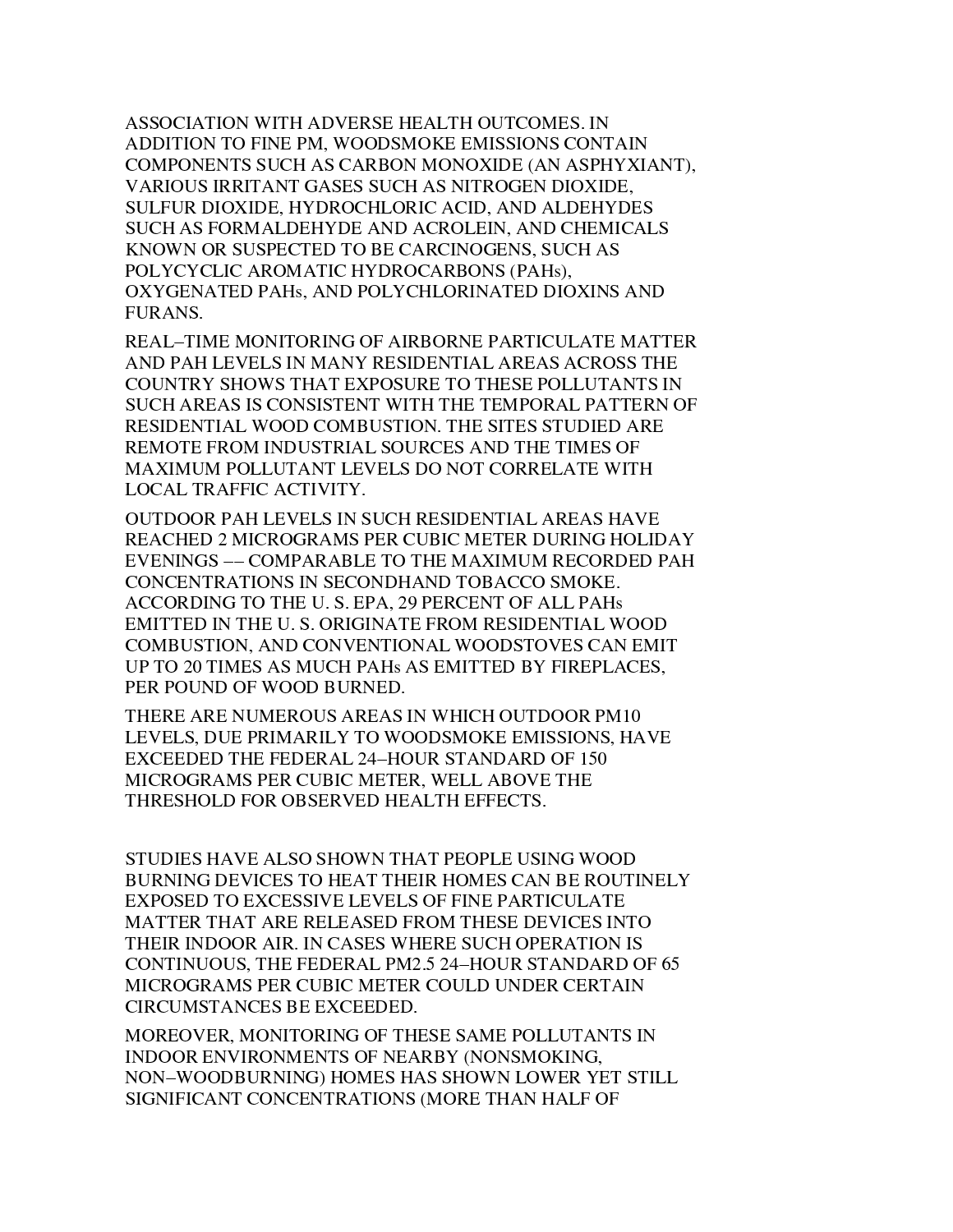ASSOCIATION WITH ADVERSE HEALTH OUTCOMES. IN ADDITION TO FINE PM, WOODSMOKE EMISSIONS CONTAIN COMPONENTS SUCH AS CARBON MONOXIDE (AN ASPHYXIANT), VARIOUS IRRITANT GASES SUCH AS NITROGEN DIOXIDE, SULFUR DIOXIDE, HYDROCHLORIC ACID, AND ALDEHYDES SUCH AS FORMALDEHYDE AND ACROLEIN, AND CHEMICALS KNOWN OR SUSPECTED TO BE CARCINOGENS, SUCH AS POLYCYCLIC AROMATIC HYDROCARBONS (PAHs), OXYGENATED PAHs, AND POLYCHLORINATED DIOXINS AND FURANS.

REAL–TIME MONITORING OF AIRBORNE PARTICULATE MATTER AND PAH LEVELS IN MANY RESIDENTIAL AREAS ACROSS THE COUNTRY SHOWS THAT EXPOSURE TO THESE POLLUTANTS IN SUCH AREAS IS CONSISTENT WITH THE TEMPORAL PATTERN OF RESIDENTIAL WOOD COMBUSTION. THE SITES STUDIED ARE REMOTE FROM INDUSTRIAL SOURCES AND THE TIMES OF MAXIMUM POLLUTANT LEVELS DO NOT CORRELATE WITH LOCAL TRAFFIC ACTIVITY.

OUTDOOR PAH LEVELS IN SUCH RESIDENTIAL AREAS HAVE REACHED 2 MICROGRAMS PER CUBIC METER DURING HOLIDAY EVENINGS –– COMPARABLE TO THE MAXIMUM RECORDED PAH CONCENTRATIONS IN SECONDHAND TOBACCO SMOKE. ACCORDING TO THE U. S. EPA, 29 PERCENT OF ALL PAHs EMITTED IN THE U. S. ORIGINATE FROM RESIDENTIAL WOOD COMBUSTION, AND CONVENTIONAL WOODSTOVES CAN EMIT UP TO 20 TIMES AS MUCH PAHs AS EMITTED BY FIREPLACES, PER POUND OF WOOD BURNED.

THERE ARE NUMEROUS AREAS IN WHICH OUTDOOR PM10 LEVELS, DUE PRIMARILY TO WOODSMOKE EMISSIONS, HAVE EXCEEDED THE FEDERAL 24–HOUR STANDARD OF 150 MICROGRAMS PER CUBIC METER, WELL ABOVE THE THRESHOLD FOR OBSERVED HEALTH EFFECTS.

STUDIES HAVE ALSO SHOWN THAT PEOPLE USING WOOD BURNING DEVICES TO HEAT THEIR HOMES CAN BE ROUTINELY EXPOSED TO EXCESSIVE LEVELS OF FINE PARTICULATE MATTER THAT ARE RELEASED FROM THESE DEVICES INTO THEIR INDOOR AIR. IN CASES WHERE SUCH OPERATION IS CONTINUOUS, THE FEDERAL PM2.5 24–HOUR STANDARD OF 65 MICROGRAMS PER CUBIC METER COULD UNDER CERTAIN CIRCUMSTANCES BE EXCEEDED.

MOREOVER, MONITORING OF THESE SAME POLLUTANTS IN INDOOR ENVIRONMENTS OF NEARBY (NONSMOKING, NON–WOODBURNING) HOMES HAS SHOWN LOWER YET STILL SIGNIFICANT CONCENTRATIONS (MORE THAN HALF OF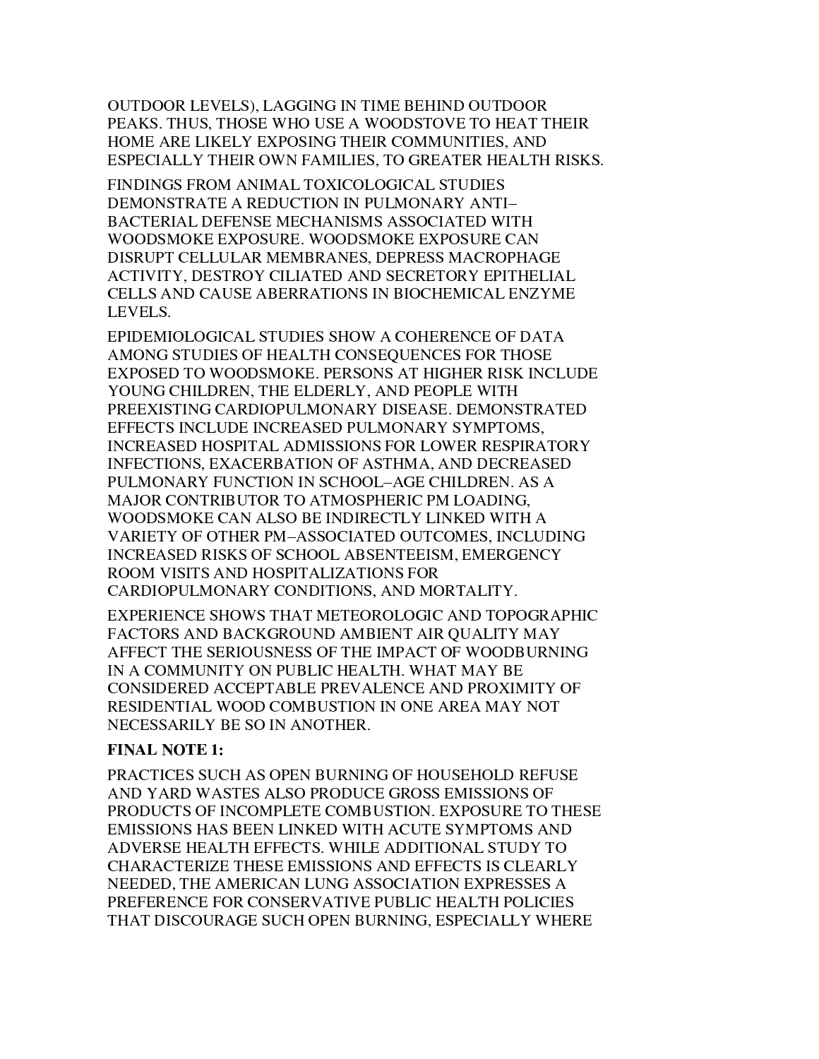OUTDOOR LEVELS), LAGGING IN TIME BEHIND OUTDOOR PEAKS. THUS, THOSE WHO USE A WOODSTOVE TO HEAT THEIR HOME ARE LIKELY EXPOSING THEIR COMMUNITIES, AND ESPECIALLY THEIR OWN FAMILIES, TO GREATER HEALTH RISKS.

FINDINGS FROM ANIMAL TOXICOLOGICAL STUDIES DEMONSTRATE A REDUCTION IN PULMONARY ANTI–BACTERIAL DEFENSE MECHANISMS ASSOCIATED WITH WOODSMOKE EXPOSURE. WOODSMOKE EXPOSURE CAN DISRUPT CELLULAR MEMBRANES, DEPRESS MACROPHAGE ACTIVITY, DESTROY CILIATED AND SECRETORY EPITHELIAL CELLS AND CAUSE ABERRATIONS IN BIOCHEMICAL ENZYME LEVELS.

EPIDEMIOLOGICAL STUDIES SHOW A COHERENCE OF DATA AMONG STUDIES OF HEALTH CONSEQUENCES FOR THOSE EXPOSED TO WOODSMOKE. PERSONS AT HIGHER RISK INCLUDE YOUNG CHILDREN, THE ELDERLY, AND PEOPLE WITH PREEXISTING CARDIOPULMONARY DISEASE. DEMONSTRATED EFFECTS INCLUDE INCREASED PULMONARY SYMPTOMS, INCREASED HOSPITAL ADMISSIONS FOR LOWER RESPIRATORY INFECTIONS, EXACERBATION OF ASTHMA, AND DECREASED PULMONARY FUNCTION IN SCHOOL–AGE CHILDREN. AS A MAJOR CONTRIBUTOR TO ATMOSPHERIC PM LOADING, WOODSMOKE CAN ALSO BE INDIRECTLY LINKED WITH A VARIETY OF OTHER PM–ASSOCIATED OUTCOMES, INCLUDING INCREASED RISKS OF SCHOOL ABSENTEEISM, EMERGENCY ROOM VISITS AND HOSPITALIZATIONS FOR CARDIOPULMONARY CONDITIONS, AND MORTALITY.

EXPERIENCE SHOWS THAT METEOROLOGIC AND TOPOGRAPHIC FACTORS AND BACKGROUND AMBIENT AIR QUALITY MAY AFFECT THE SERIOUSNESS OF THE IMPACT OF WOODBURNING IN A COMMUNITY ON PUBLIC HEALTH. WHAT MAY BE CONSIDERED ACCEPTABLE PREVALENCE AND PROXIMITY OF RESIDENTIAL WOOD COMBUSTION IN ONE AREA MAY NOT NECESSARILY BE SO IN ANOTHER.

**FINAL NOTE 1:**

PRACTICES SUCH AS OPEN BURNING OF HOUSEHOLD REFUSE AND YARD WASTES ALSO PRODUCE GROSS EMISSIONS OF PRODUCTS OF INCOMPLETE COMBUSTION. EXPOSURE TO THESE EMISSIONS HAS BEEN LINKED WITH ACUTE SYMPTOMS AND ADVERSE HEALTH EFFECTS. WHILE ADDITIONAL STUDY TO CHARACTERIZE THESE EMISSIONS AND EFFECTS IS CLEARLY NEEDED, THE AMERICAN LUNG ASSOCIATION EXPRESSES A PREFERENCE FOR CONSERVATIVE PUBLIC HEALTH POLICIES THAT DISCOURAGE SUCH OPEN BURNING, ESPECIALLY WHERE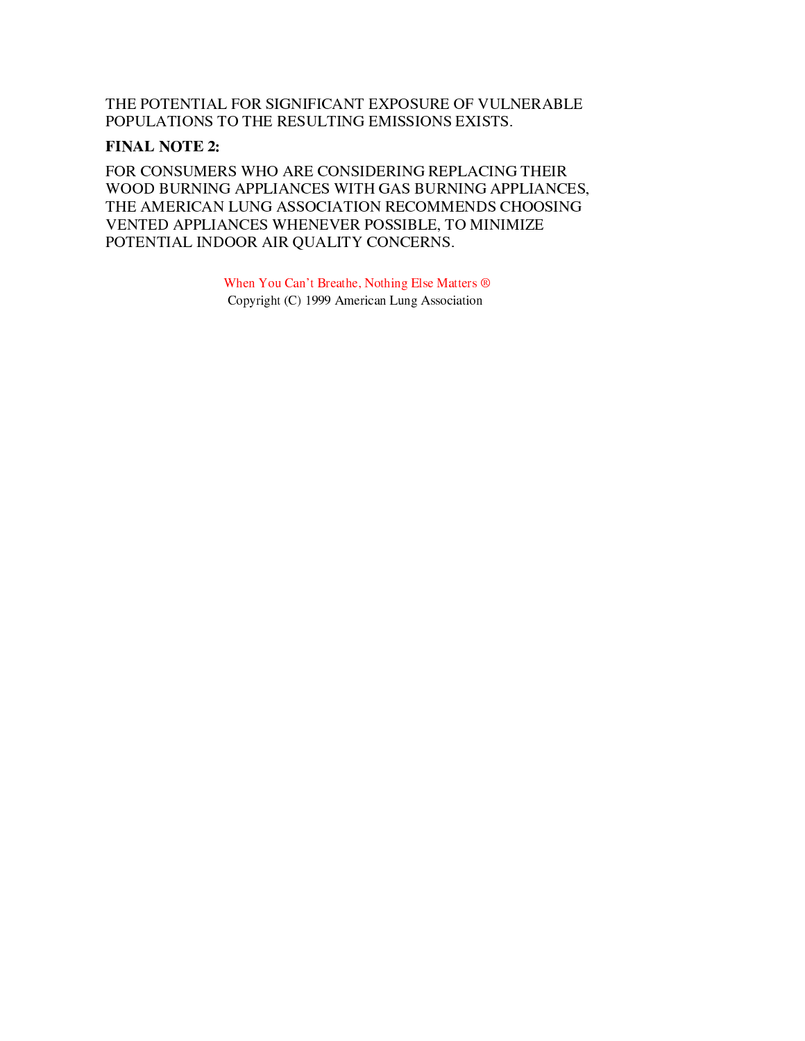THE POTENTIAL FOR SIGNIFICANT EXPOSURE OF VULNERABLE POPULATIONS TO THE RESULTING EMISSIONS EXISTS.

**FINAL NOTE 2:**

FOR CONSUMERS WHO ARE CONSIDERING REPLACING THEIR WOOD BURNING APPLIANCES WITH GAS BURNING APPLIANCES, THE AMERICAN LUNG ASSOCIATION RECOMMENDS CHOOSING VENTED APPLIANCES WHENEVER POSSIBLE, TO MINIMIZE POTENTIAL INDOOR AIR QUALITY CONCERNS.

When You Can't Breathe, Nothing Else Matters ®

Copyright (C) 1999 American Lung Association